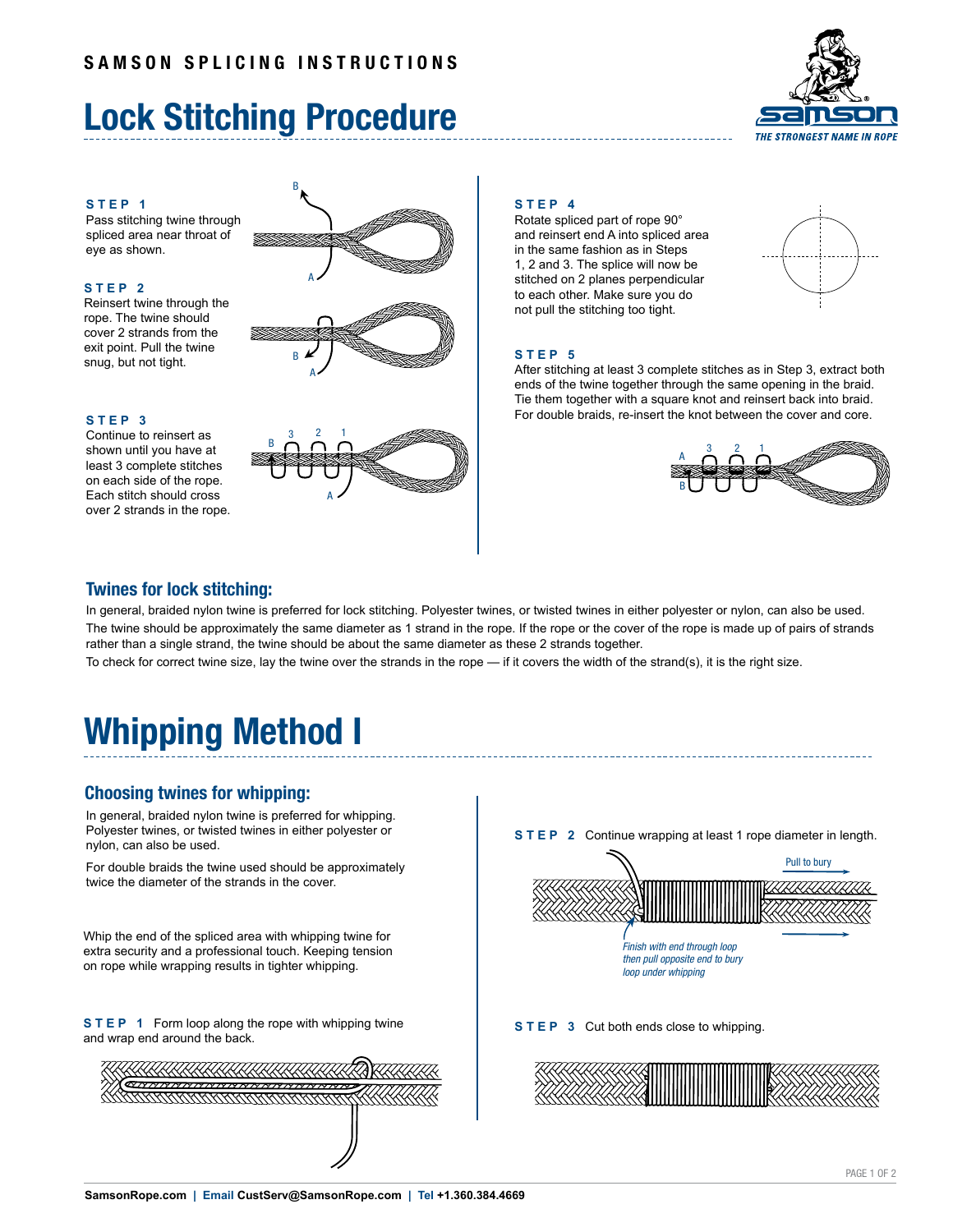SAMSON SPLICING INSTRUCTIONS

# Lock Stitching Procedure

**STEP 1**
Pass stitching twine through spliced area near throat of eye as shown.

**STEP 2**
Reinsert twine through the rope. The twine should cover 2 strands from the exit point. Pull the twine snug, but not tight.

**STEP 3**
Continue to reinsert as shown until you have at least 3 complete stitches on each side of the rope. Each stitch should cross over 2 strands in the rope.

**STEP 4**
Rotate spliced part of rope 90° and reinsert end A into spliced area in the same fashion as in Steps 1, 2 and 3. The splice will now be stitched on 2 planes perpendicular to each other. Make sure you do not pull the stitching too tight.

**STEP 5**
After stitching at least 3 complete stitches as in Step 3, extract both ends of the twine together through the same opening in the braid. Tie them together with a square knot and reinsert back into braid. For double braids, re-insert the knot between the cover and core.

## Twines for lock stitching:

In general, braided nylon twine is preferred for lock stitching. Polyester twines, or twisted twines in either polyester or nylon, can also be used.

The twine should be approximately the same diameter as 1 strand in the rope. If the rope or the cover of the rope is made up of pairs of strands rather than a single strand, the twine should be about the same diameter as these 2 strands together.

To check for correct twine size, lay the twine over the strands in the rope — if it covers the width of the strand(s), it is the right size.

# Whipping Method I

## Choosing twines for whipping:

In general, braided nylon twine is preferred for whipping. Polyester twines, or twisted twines in either polyester or nylon, can also be used.

For double braids the twine used should be approximately twice the diameter of the strands in the cover.

Whip the end of the spliced area with whipping twine for extra security and a professional touch. Keeping tension on rope while wrapping results in tighter whipping.

**STEP 1** Form loop along the rope with whipping twine and wrap end around the back.

**STEP 2** Continue wrapping at least 1 rope diameter in length.

Pull to bury

*Finish with end through loop then pull opposite end to bury loop under whipping*

**STEP 3** Cut both ends close to whipping.

SamsonRope.com | Email CustServ@SamsonRope.com | Tel +1.360.384.4669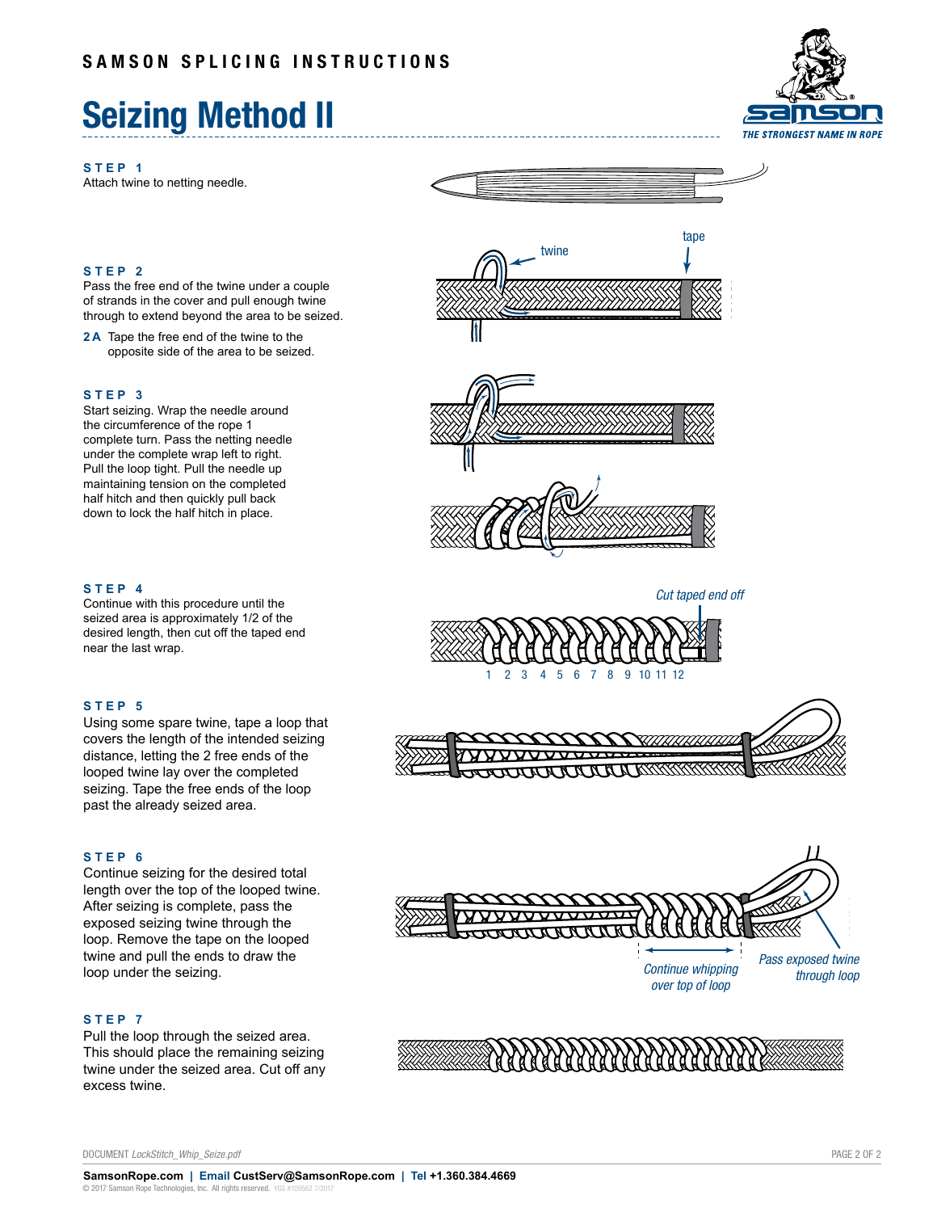SAMSON SPLICING INSTRUCTIONS

# Seizing Method II

### STEP 1

Attach twine to netting needle.

### STEP 2

Pass the free end of the twine under a couple of strands in the cover and pull enough twine through to extend beyond the area to be seized.

**2A** Tape the free end of the twine to the opposite side of the area to be seized.

twine

tape

### STEP 3

Start seizing. Wrap the needle around the circumference of the rope 1 complete turn. Pass the netting needle under the complete wrap left to right. Pull the loop tight. Pull the needle up maintaining tension on the completed half hitch and then quickly pull back down to lock the half hitch in place.

### STEP 4

Continue with this procedure until the seized area is approximately 1/2 of the desired length, then cut off the taped end near the last wrap.

*Cut taped end off*

1 2 3 4 5 6 7 8 9 10 11 12

### STEP 5

Using some spare twine, tape a loop that covers the length of the intended seizing distance, letting the 2 free ends of the looped twine lay over the completed seizing. Tape the free ends of the loop past the already seized area.

### STEP 6

Continue seizing for the desired total length over the top of the looped twine. After seizing is complete, pass the exposed seizing twine through the loop. Remove the tape on the looped twine and pull the ends to draw the loop under the seizing.

*Continue whipping over top of loop*

*Pass exposed twine through loop*

### STEP 7

Pull the loop through the seized area. This should place the remaining seizing twine under the seized area. Cut off any excess twine.

DOCUMENT *LockStitch_Whip_Seize.pdf*

**SamsonRope.com** | **Email CustServ@SamsonRope.com** | **Tel +1.360.384.4669**

© 2017 Samson Rope Technologies, Inc. All rights reserved. YGS #109562 7/2017